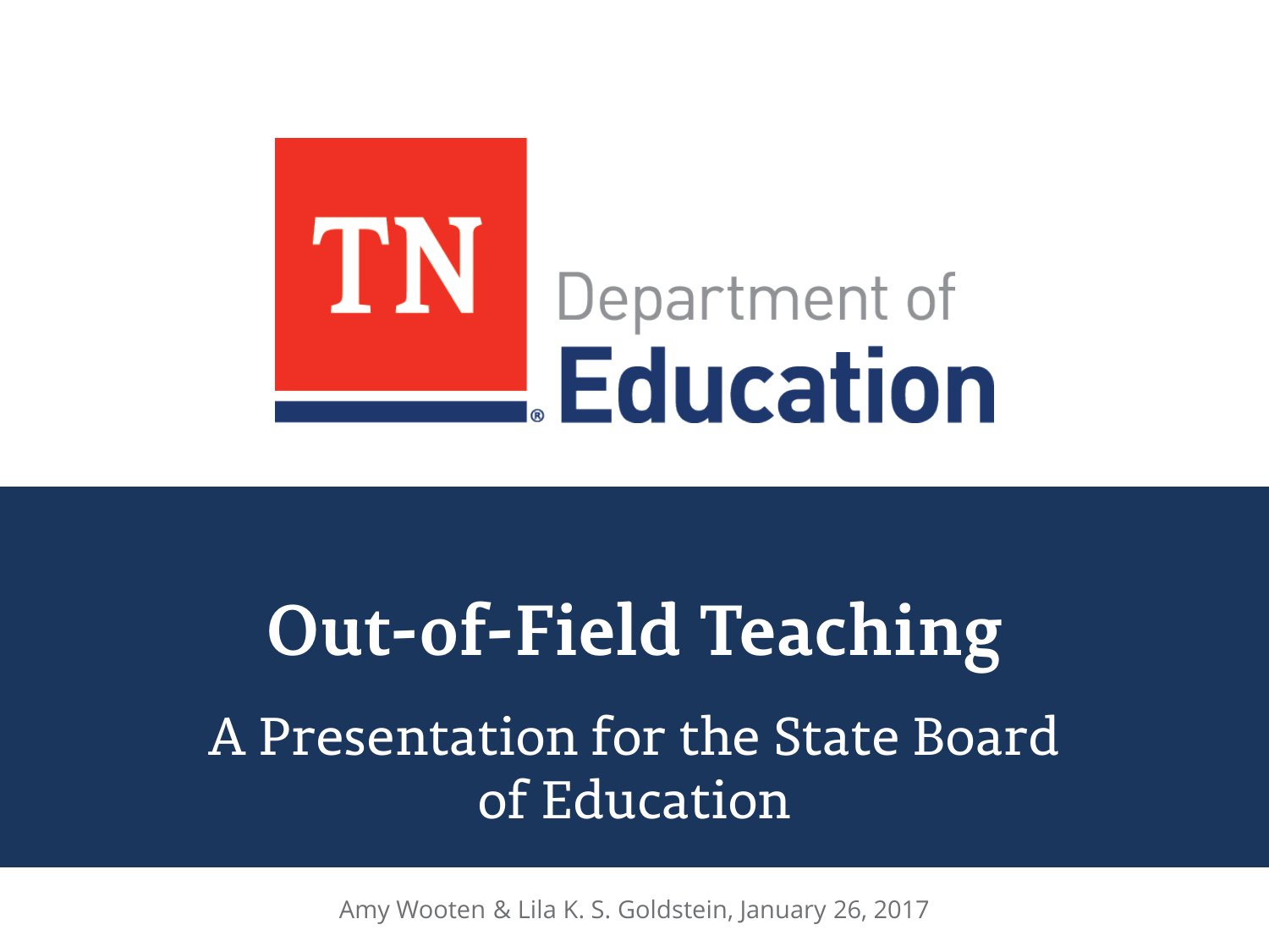TN Department of Education

# Out-of-Field Teaching

## A Presentation for the State Board of Education

Amy Wooten & Lila K. S. Goldstein, January 26, 2017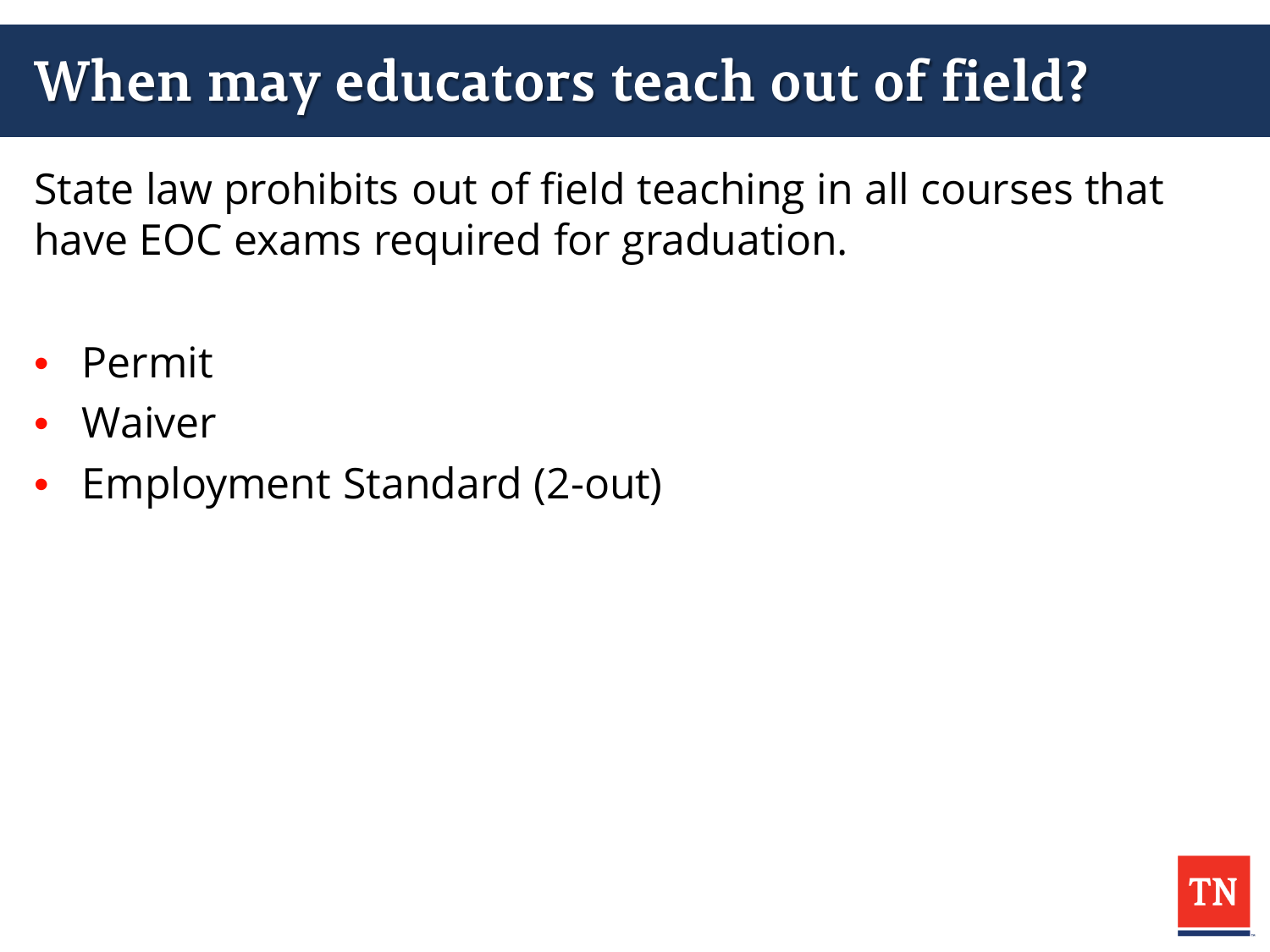# When may educators teach out of field?

State law prohibits out of field teaching in all courses that have EOC exams required for graduation.

- Permit
- Waiver
- Employment Standard (2-out)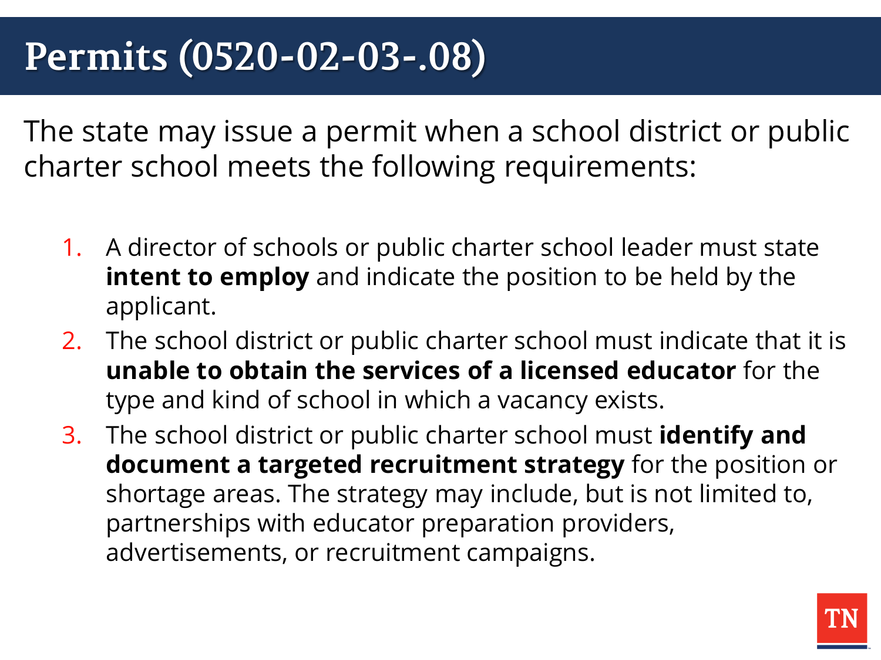# Permits (0520-02-03-.08)

The state may issue a permit when a school district or public charter school meets the following requirements:

1. A director of schools or public charter school leader must state **intent to employ** and indicate the position to be held by the applicant.
2. The school district or public charter school must indicate that it is **unable to obtain the services of a licensed educator** for the type and kind of school in which a vacancy exists.
3. The school district or public charter school must **identify and document a targeted recruitment strategy** for the position or shortage areas. The strategy may include, but is not limited to, partnerships with educator preparation providers, advertisements, or recruitment campaigns.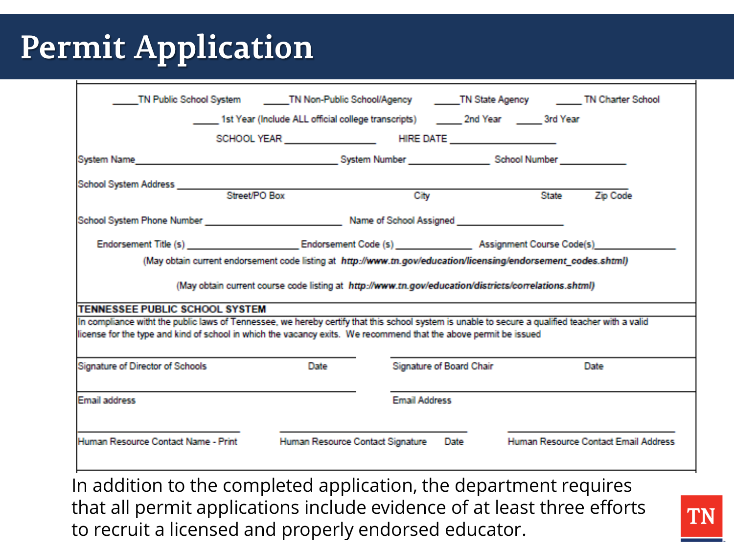# Permit Application

_____TN Public School System _____TN Non-Public School/Agency _____TN State Agency _____ TN Charter School

_____ 1st Year (Include ALL official college transcripts) _____ 2nd Year _____ 3rd Year

SCHOOL YEAR _______________ HIRE DATE _________________

System Name_________________________________ System Number ______________ School Number ___________

School System Address ______________________________________________________________

Street/PO Box City State Zip Code

School System Phone Number ______________________ Name of School Assigned __________________

Endorsement Title (s) __________________ Endorsement Code (s) ____________ Assignment Course Code(s)_____________

(May obtain current endorsement code listing at ***http://www.tn.gov/education/licensing/endorsement_codes.shtml)***

(May obtain current course code listing at ***http://www.tn.gov/education/districts/correlations.shtml)***

**TENNESSEE PUBLIC SCHOOL SYSTEM**

In compliance witht the public laws of Tennessee, we hereby certify that this school system is unable to secure a qualified teacher with a valid license for the type and kind of school in which the vacancy exits. We recommend that the above permit be issued

| Signature of Director of Schools | Date | Signature of Board Chair | Date |
|---|---|---|---|
| Email address | | Email Address | |

| Human Resource Contact Name - Print | Human Resource Contact Signature | Date | Human Resource Contact Email Address |
|---|---|---|---|

In addition to the completed application, the department requires that all permit applications include evidence of at least three efforts to recruit a licensed and properly endorsed educator.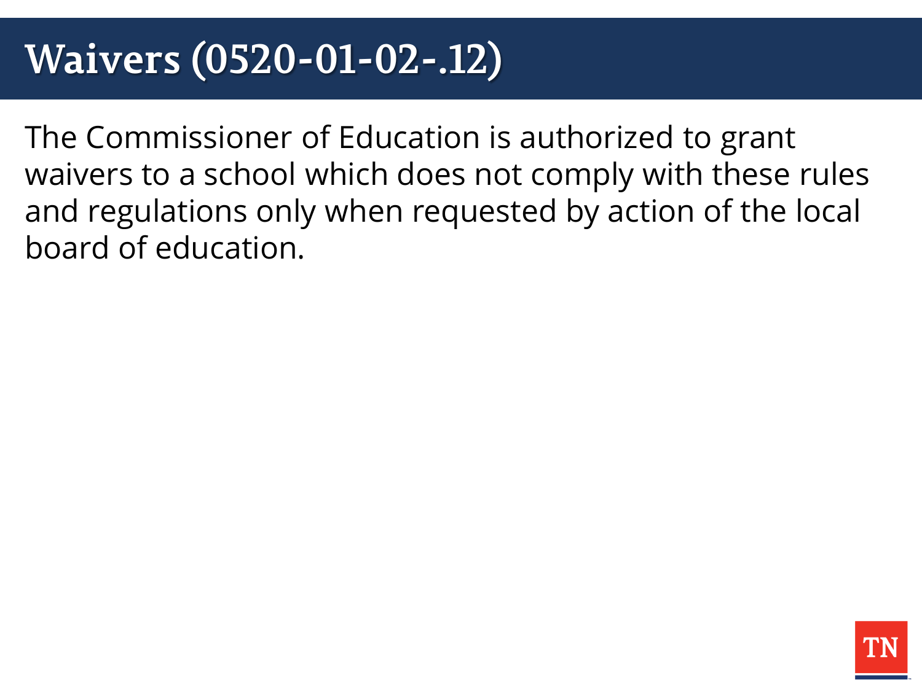# Waivers (0520-01-02-.12)

The Commissioner of Education is authorized to grant waivers to a school which does not comply with these rules and regulations only when requested by action of the local board of education.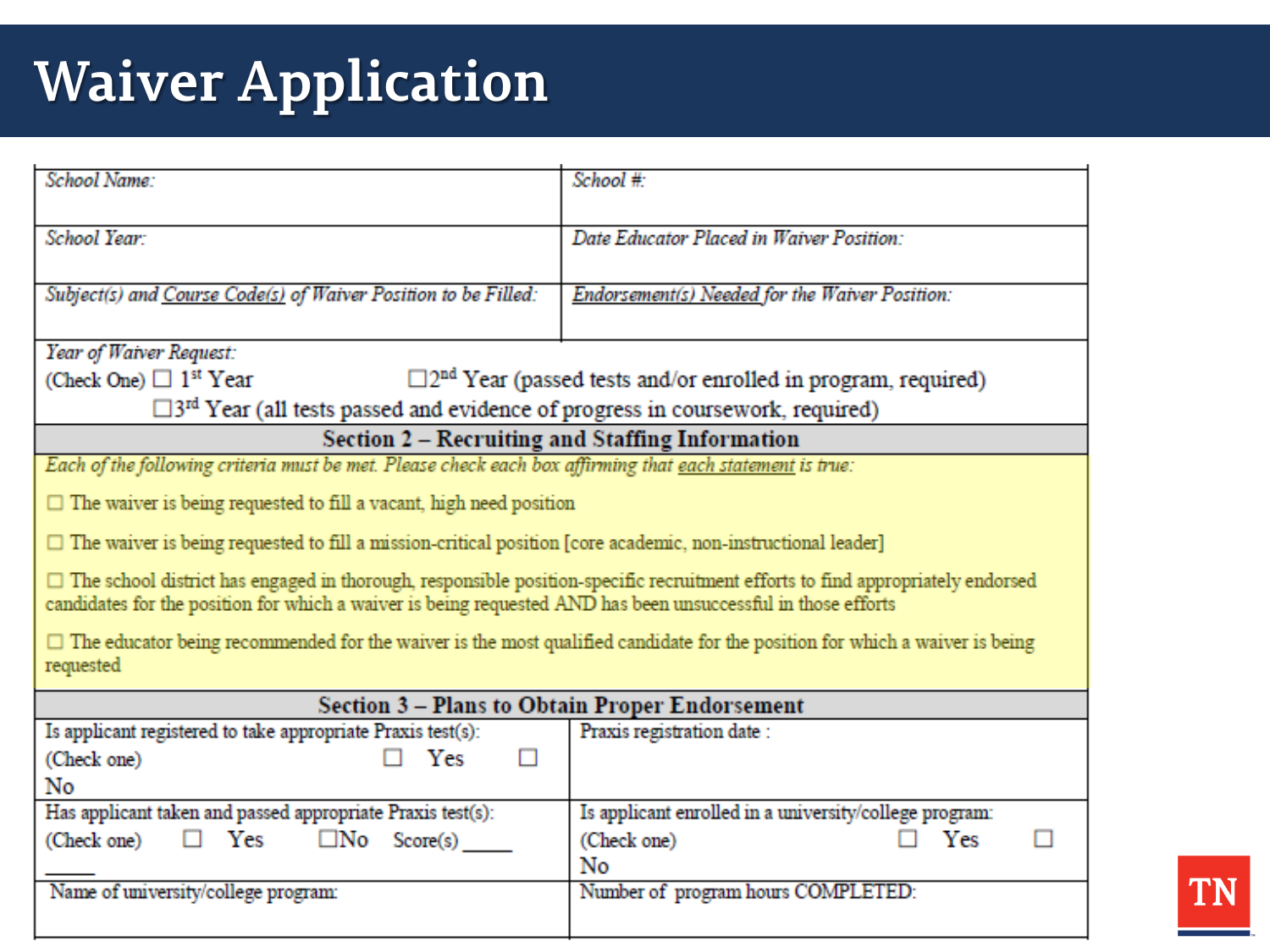# Waiver Application

| School Name: | School #: |
| --- | --- |
| School Year: | Date Educator Placed in Waiver Position: |
| Subject(s) and Course Code(s) of Waiver Position to be Filled: | Endorsement(s) Needed for the Waiver Position: |

Year of Waiver Request:
(Check One) ☐ 1st Year ☐2nd Year (passed tests and/or enrolled in program, required)
☐3rd Year (all tests passed and evidence of progress in coursework, required)

**Section 2 – Recruiting and Staffing Information**

*Each of the following criteria must be met. Please check each box affirming that each statement is true:*

☐ The waiver is being requested to fill a vacant, high need position

☐ The waiver is being requested to fill a mission-critical position [core academic, non-instructional leader]

☐ The school district has engaged in thorough, responsible position-specific recruitment efforts to find appropriately endorsed candidates for the position for which a waiver is being requested AND has been unsuccessful in those efforts

☐ The educator being recommended for the waiver is the most qualified candidate for the position for which a waiver is being requested

**Section 3 – Plans to Obtain Proper Endorsement**

| | |
| --- | --- |
| Is applicant registered to take appropriate Praxis test(s): (Check one) ☐ Yes ☐ No | Praxis registration date : |
| Has applicant taken and passed appropriate Praxis test(s): (Check one) ☐ Yes ☐No Score(s) _____ | Is applicant enrolled in a university/college program: (Check one) ☐ Yes ☐ No |
| Name of university/college program: | Number of program hours COMPLETED: |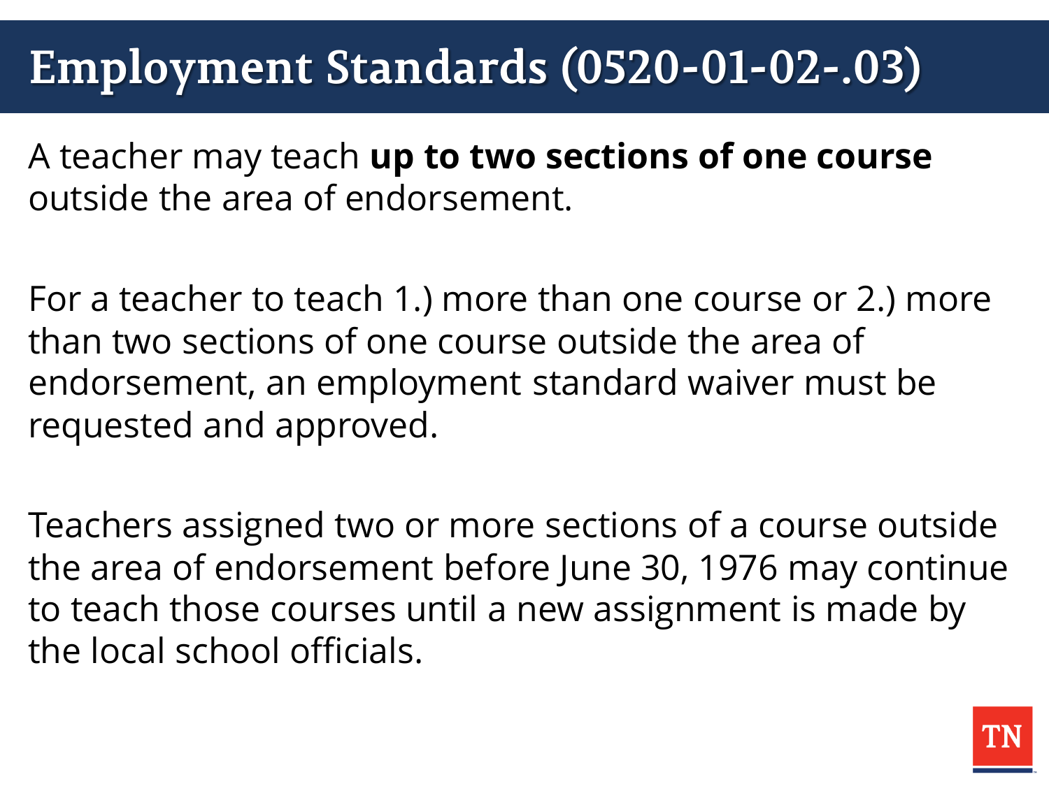# Employment Standards (0520-01-02-.03)

A teacher may teach **up to two sections of one course** outside the area of endorsement.

For a teacher to teach 1.) more than one course or 2.) more than two sections of one course outside the area of endorsement, an employment standard waiver must be requested and approved.

Teachers assigned two or more sections of a course outside the area of endorsement before June 30, 1976 may continue to teach those courses until a new assignment is made by the local school officials.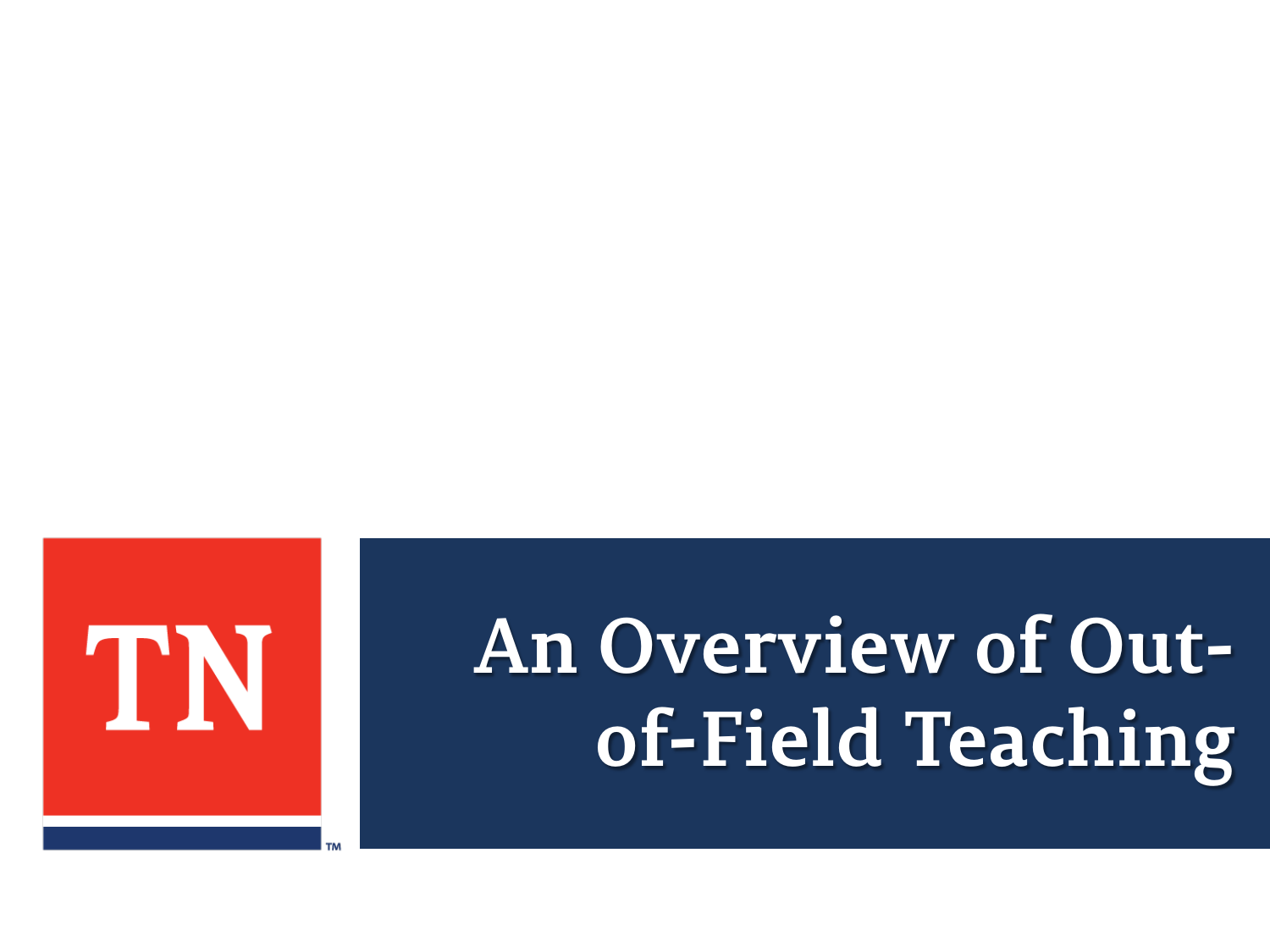# An Overview of Out-of-Field Teaching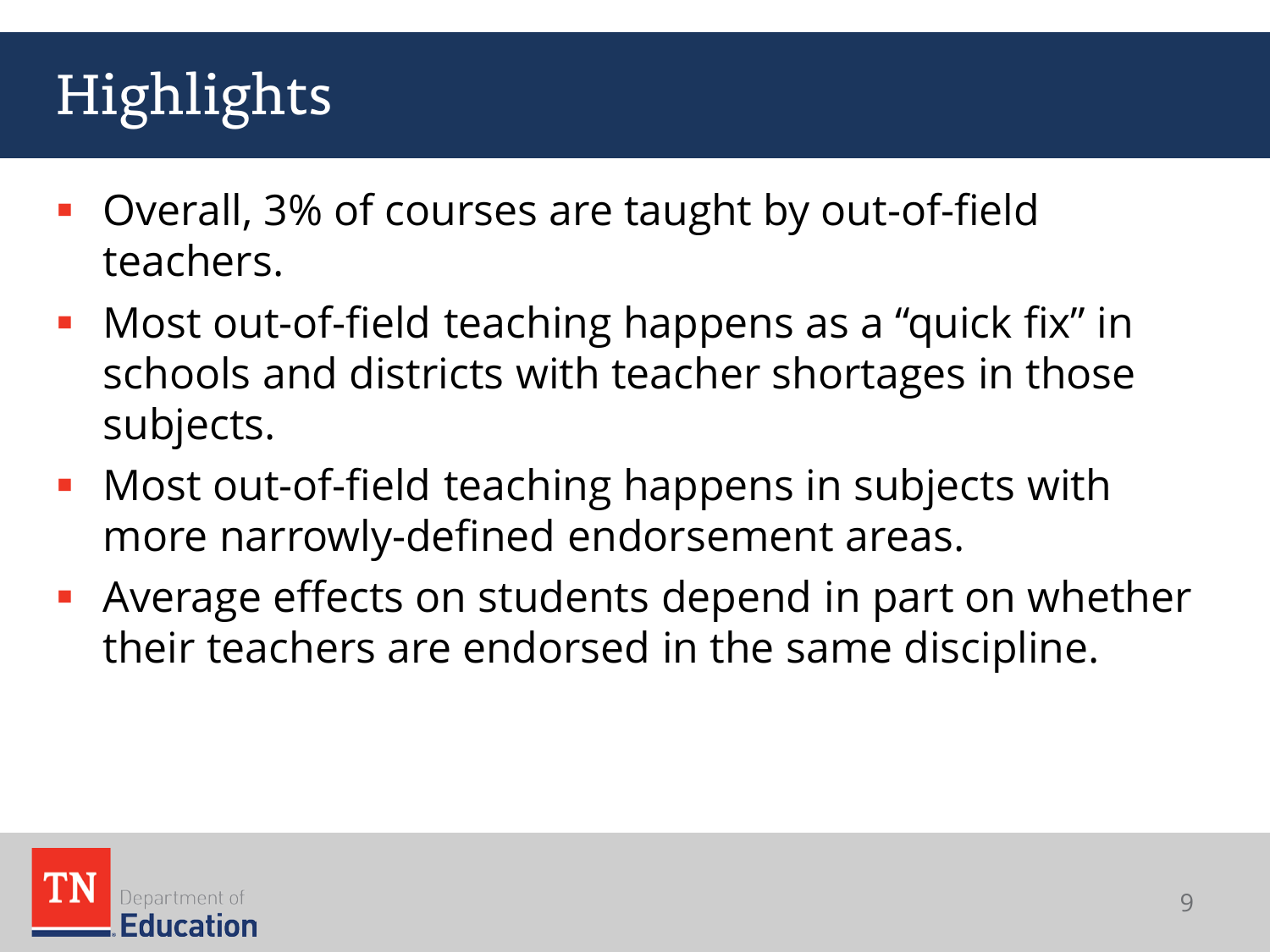# Highlights

- Overall, 3% of courses are taught by out-of-field teachers.
- Most out-of-field teaching happens as a "quick fix" in schools and districts with teacher shortages in those subjects.
- Most out-of-field teaching happens in subjects with more narrowly-defined endorsement areas.
- Average effects on students depend in part on whether their teachers are endorsed in the same discipline.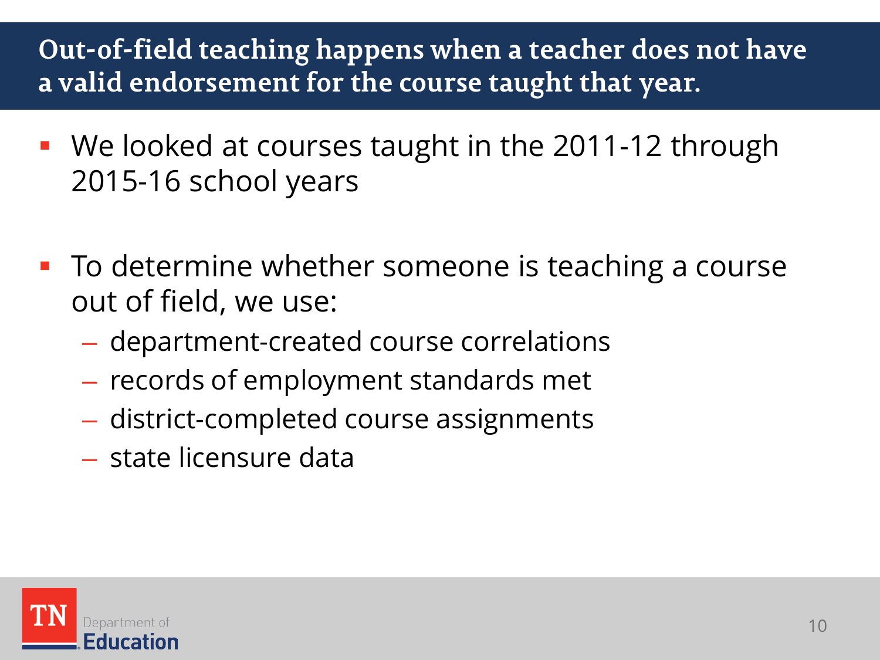## Out-of-field teaching happens when a teacher does not have a valid endorsement for the course taught that year.

- We looked at courses taught in the 2011-12 through 2015-16 school years

- To determine whether someone is teaching a course out of field, we use:
  - department-created course correlations
  - records of employment standards met
  - district-completed course assignments
  - state licensure data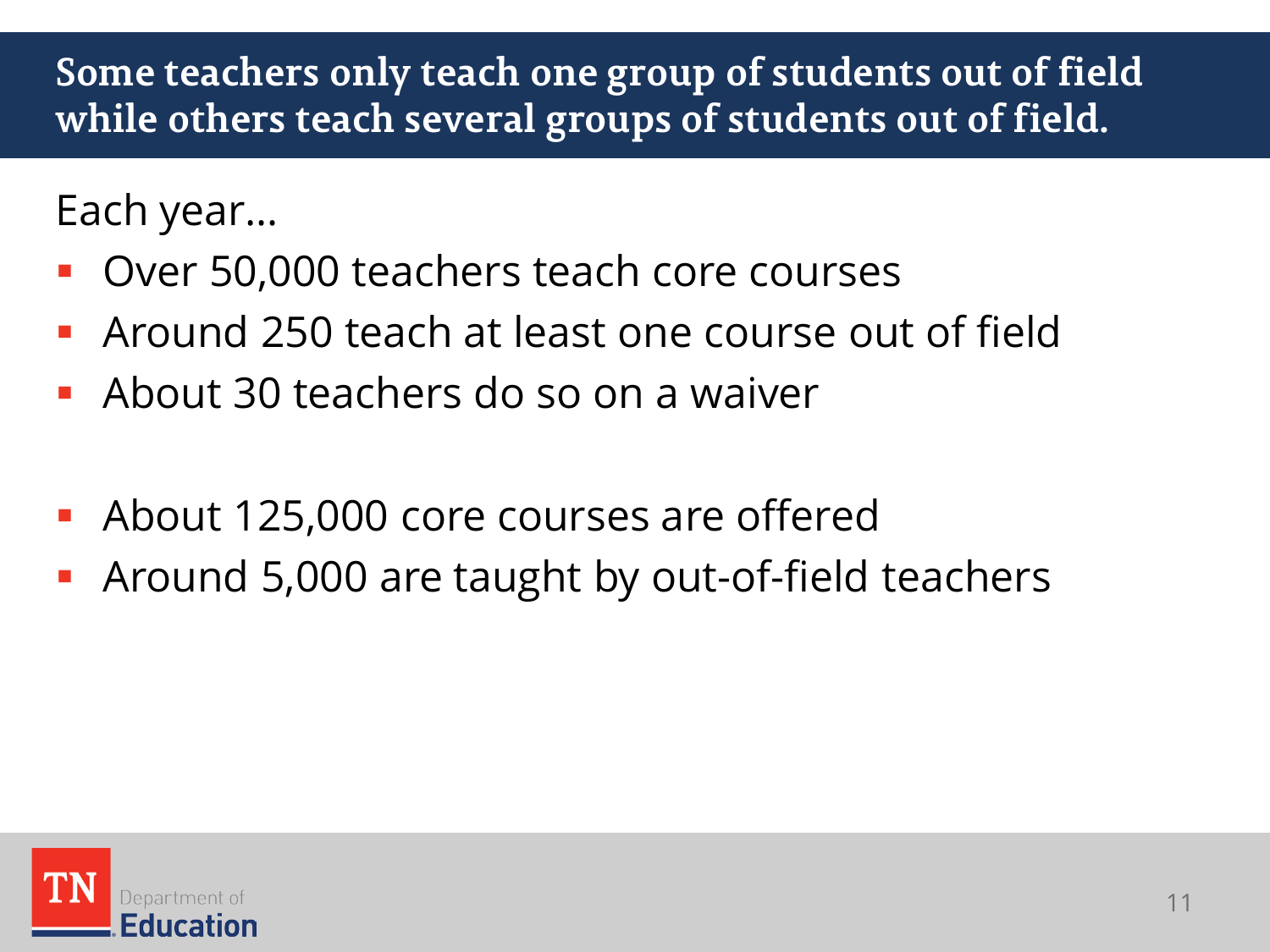## Some teachers only teach one group of students out of field while others teach several groups of students out of field.

Each year…

- Over 50,000 teachers teach core courses
- Around 250 teach at least one course out of field
- About 30 teachers do so on a waiver

- About 125,000 core courses are offered
- Around 5,000 are taught by out-of-field teachers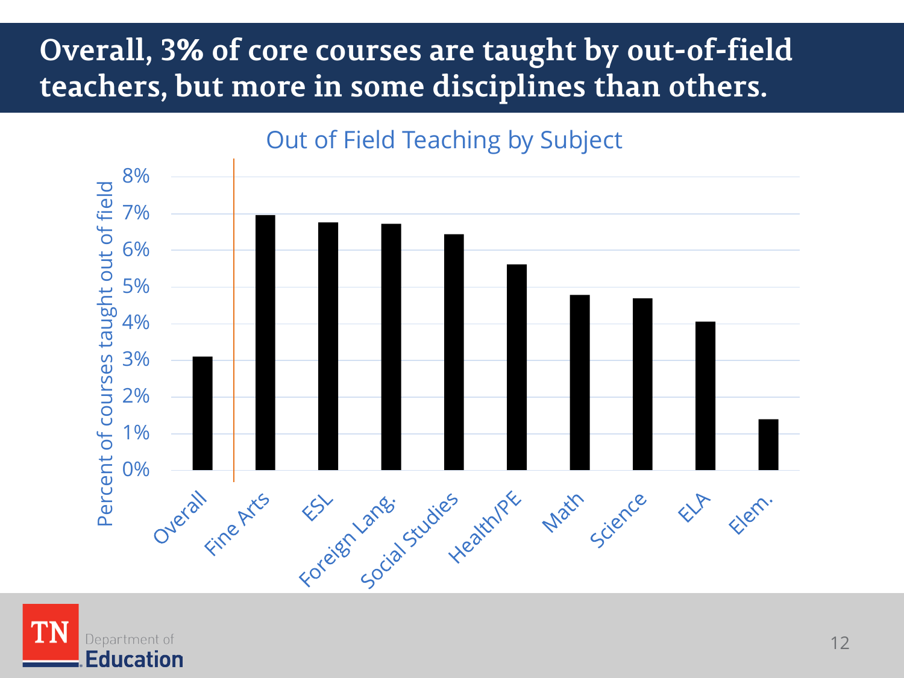# Overall, 3% of core courses are taught by out-of-field teachers, but more in some disciplines than others.

Out of Field Teaching by Subject

| Subject | Percent of courses taught out of field |
| --- | --- |
| Overall | ~3.1% |
| Fine Arts | ~7.0% |
| ESL | ~6.8% |
| Foreign Lang. | ~6.7% |
| Social Studies | ~6.4% |
| Health/PE | ~5.6% |
| Math | ~4.8% |
| Science | ~4.7% |
| ELA | ~4.0% |
| Elem. | ~1.4% |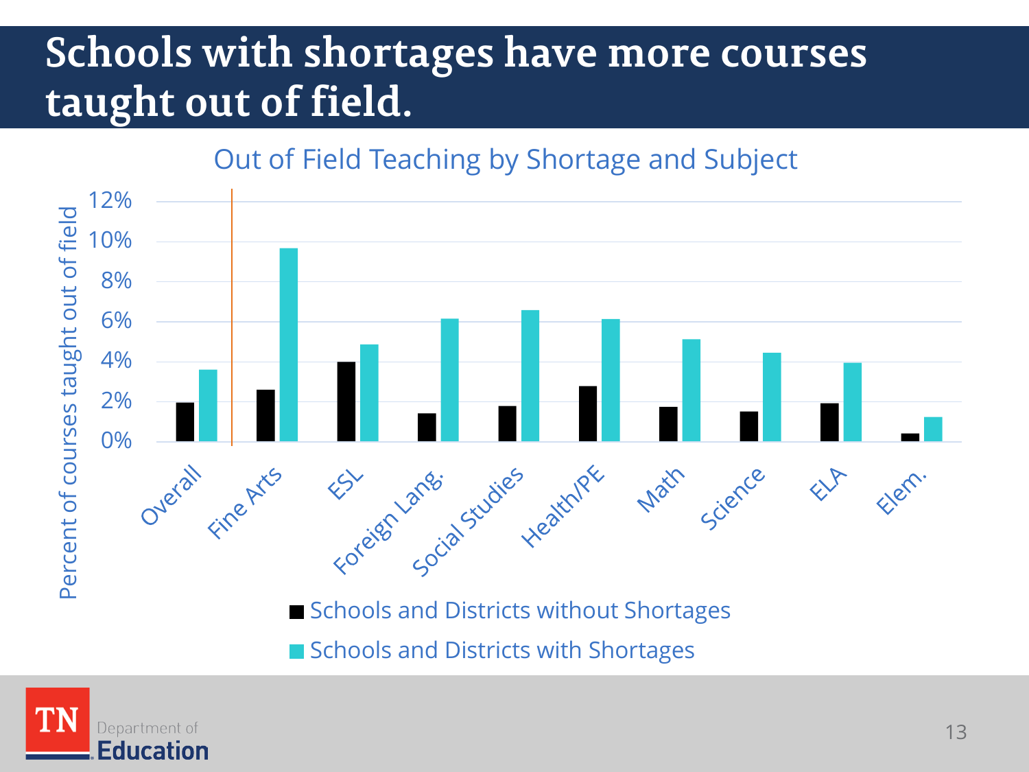# Schools with shortages have more courses taught out of field.

Out of Field Teaching by Shortage and Subject

Percent of courses taught out of field

12%
10%
8%
6%
4%
2%
0%

Overall, Fine Arts, ESL, Foreign Lang., Social Studies, Health/PE, Math, Science, ELA, Elem.

- Schools and Districts without Shortages
- Schools and Districts with Shortages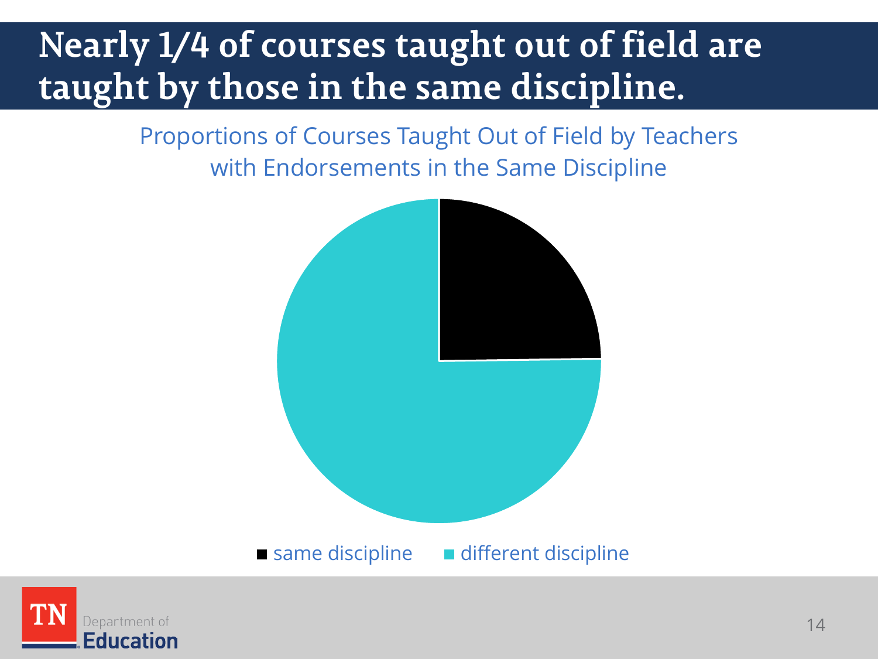# Nearly 1/4 of courses taught out of field are taught by those in the same discipline.

Proportions of Courses Taught Out of Field by Teachers with Endorsements in the Same Discipline

■ same discipline ■ different discipline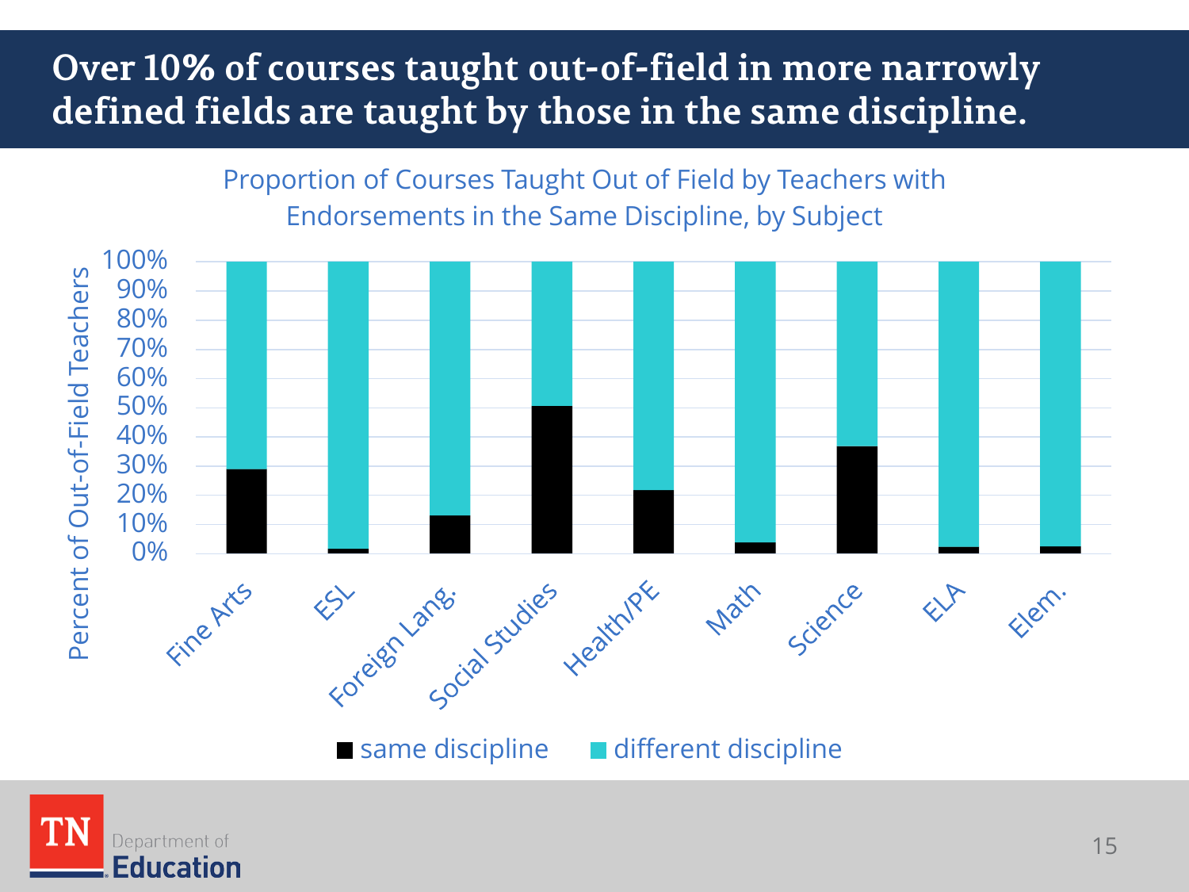# Over 10% of courses taught out-of-field in more narrowly defined fields are taught by those in the same discipline.

Proportion of Courses Taught Out of Field by Teachers with Endorsements in the Same Discipline, by Subject

Percent of Out-of-Field Teachers

100%
90%
80%
70%
60%
50%
40%
30%
20%
10%
0%

Fine Arts, ESL, Foreign Lang., Social Studies, Health/PE, Math, Science, ELA, Elem.

■ same discipline ■ different discipline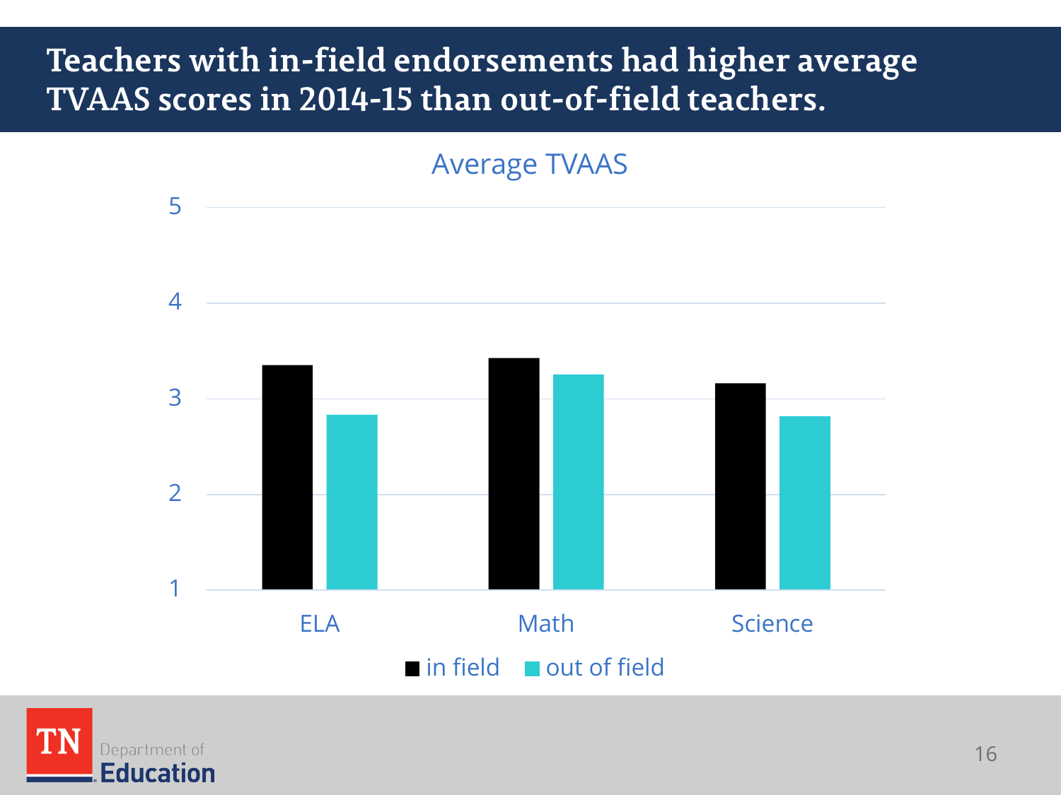# Teachers with in-field endorsements had higher average TVAAS scores in 2014-15 than out-of-field teachers.

Average TVAAS

5

4

3

2

1

ELA Math Science

in field out of field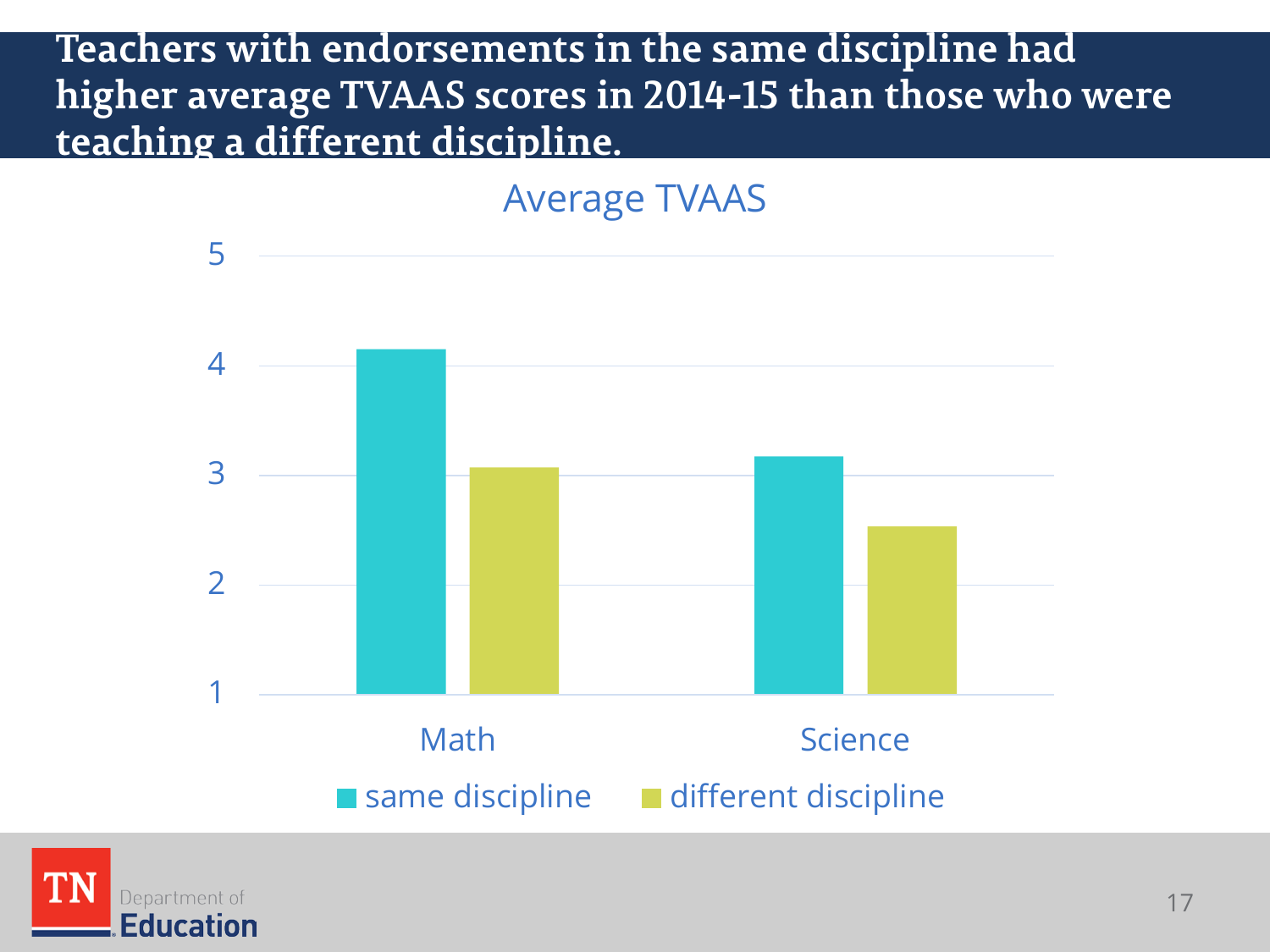# Teachers with endorsements in the same discipline had higher average TVAAS scores in 2014-15 than those who were teaching a different discipline.

**Average TVAAS**

| | same discipline | different discipline |
|---|---|---|
| Math | ~4.15 | ~3.07 |
| Science | ~3.17 | ~2.53 |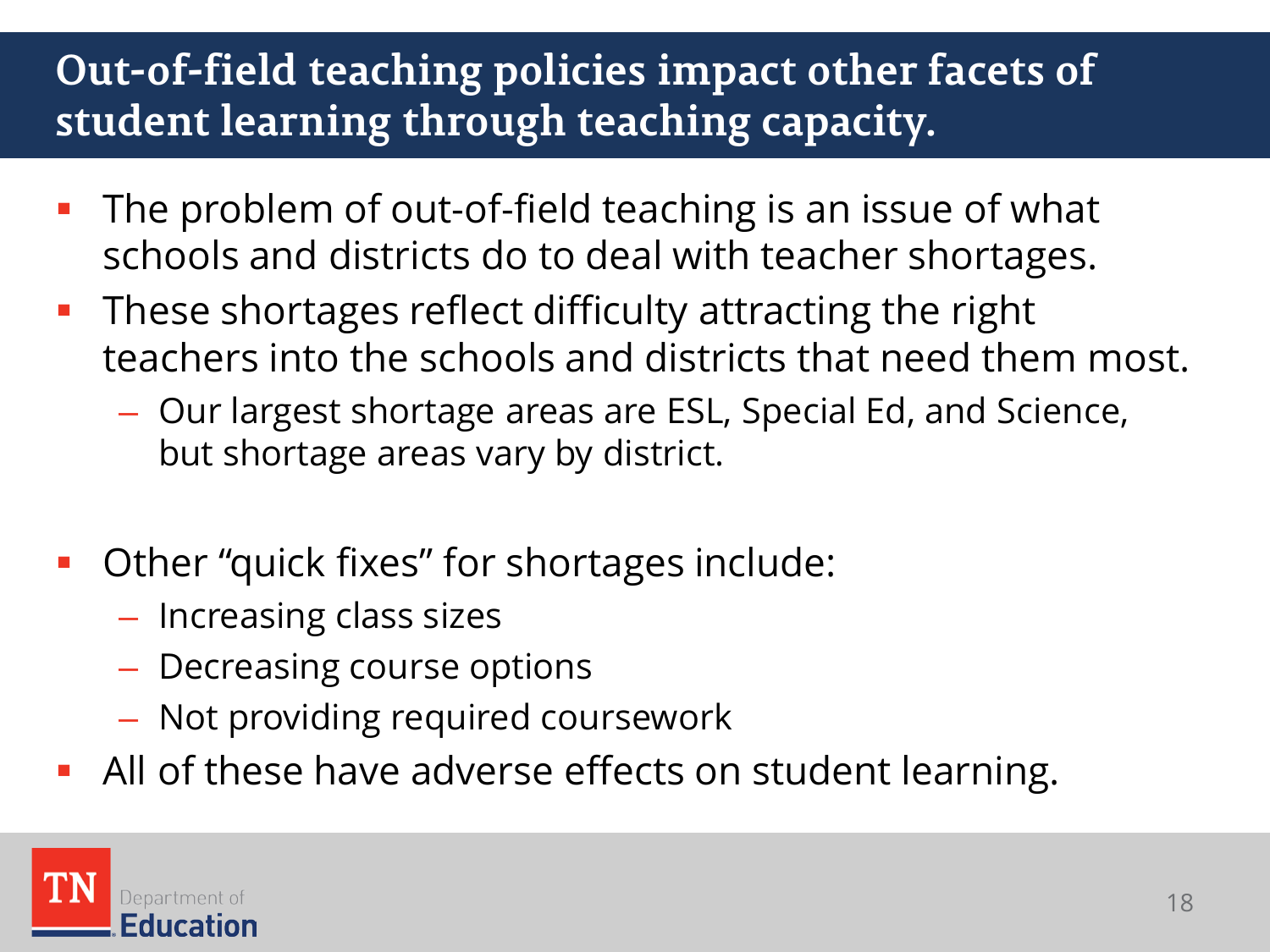# Out-of-field teaching policies impact other facets of student learning through teaching capacity.

- The problem of out-of-field teaching is an issue of what schools and districts do to deal with teacher shortages.
- These shortages reflect difficulty attracting the right teachers into the schools and districts that need them most.
  - Our largest shortage areas are ESL, Special Ed, and Science, but shortage areas vary by district.
- Other “quick fixes” for shortages include:
  - Increasing class sizes
  - Decreasing course options
  - Not providing required coursework
- All of these have adverse effects on student learning.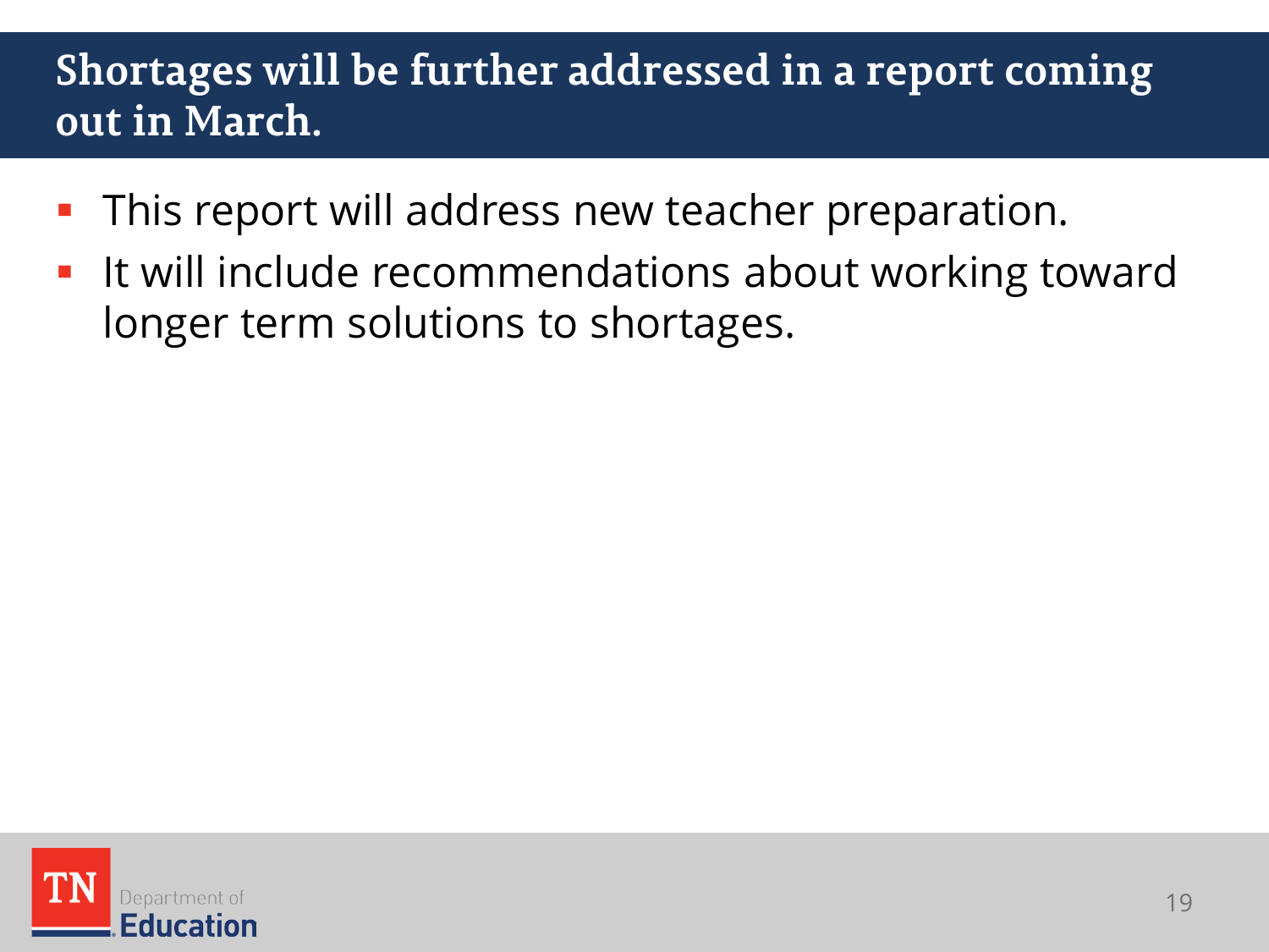# Shortages will be further addressed in a report coming out in March.

- This report will address new teacher preparation.
- It will include recommendations about working toward longer term solutions to shortages.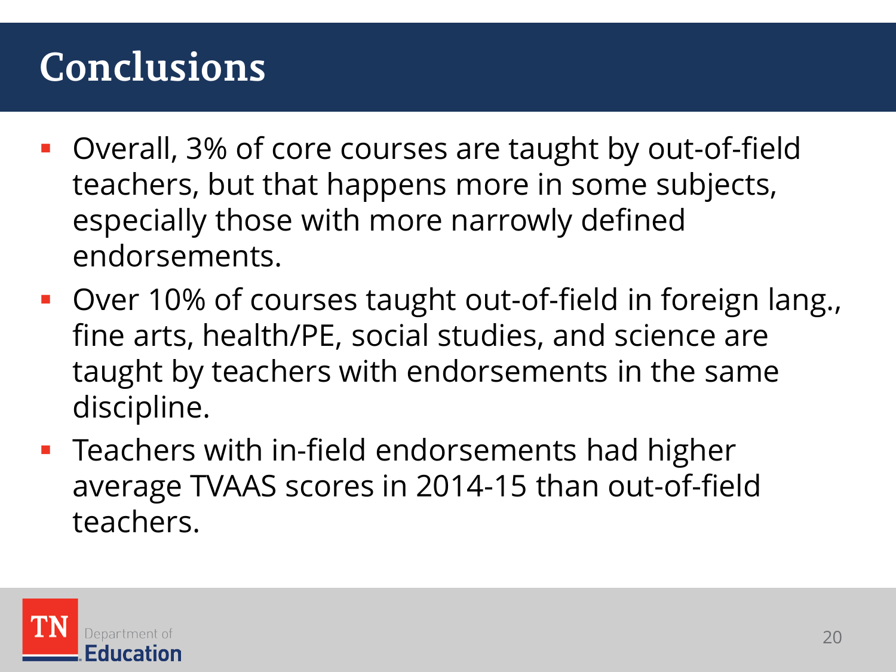# Conclusions

- Overall, 3% of core courses are taught by out-of-field teachers, but that happens more in some subjects, especially those with more narrowly defined endorsements.
- Over 10% of courses taught out-of-field in foreign lang., fine arts, health/PE, social studies, and science are taught by teachers with endorsements in the same discipline.
- Teachers with in-field endorsements had higher average TVAAS scores in 2014-15 than out-of-field teachers.